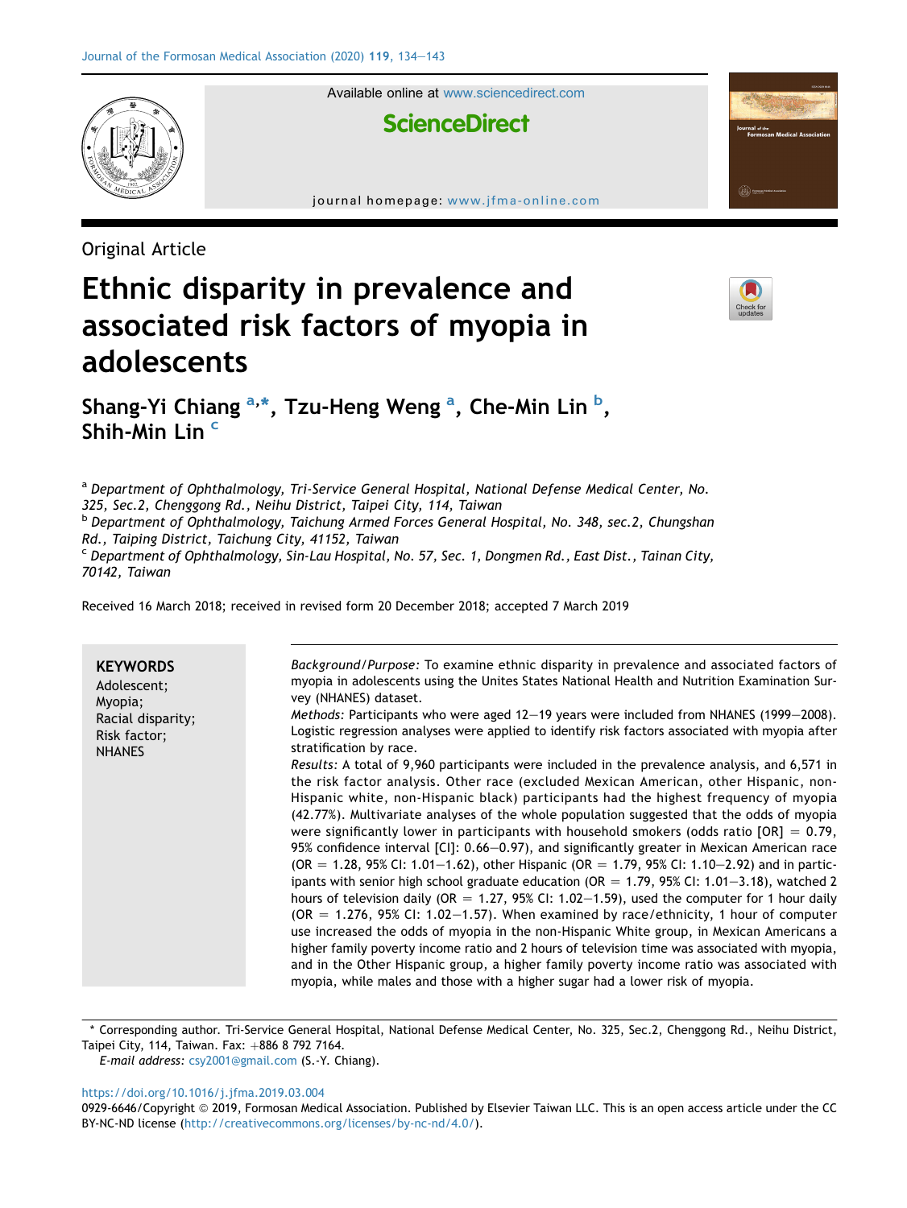Original Article

# Ethnic disparity in prevalence and associated risk factors of myopia in adolescents

**Shang-Yi Chiang [a,*], Tzu-Heng Weng [a], Che-Min Lin [b], Shih-Min Lin [c]**

[a] *Department of Ophthalmology, Tri-Service General Hospital, National Defense Medical Center, No. 325, Sec.2, Chenggong Rd., Neihu District, Taipei City, 114, Taiwan*
[b] *Department of Ophthalmology, Taichung Armed Forces General Hospital, No. 348, sec.2, Chungshan Rd., Taiping District, Taichung City, 41152, Taiwan*
[c] *Department of Ophthalmology, Sin-Lau Hospital, No. 57, Sec. 1, Dongmen Rd., East Dist., Tainan City, 70142, Taiwan*

Received 16 March 2018; received in revised form 20 December 2018; accepted 7 March 2019

**KEYWORDS**
Adolescent;
Myopia;
Racial disparity;
Risk factor;
NHANES

*Background/Purpose:* To examine ethnic disparity in prevalence and associated factors of myopia in adolescents using the Unites States National Health and Nutrition Examination Survey (NHANES) dataset.
*Methods:* Participants who were aged 12–19 years were included from NHANES (1999–2008). Logistic regression analyses were applied to identify risk factors associated with myopia after stratification by race.
*Results:* A total of 9,960 participants were included in the prevalence analysis, and 6,571 in the risk factor analysis. Other race (excluded Mexican American, other Hispanic, non-Hispanic white, non-Hispanic black) participants had the highest frequency of myopia (42.77%). Multivariate analyses of the whole population suggested that the odds of myopia were significantly lower in participants with household smokers (odds ratio [OR] = 0.79, 95% confidence interval [CI]: 0.66–0.97), and significantly greater in Mexican American race (OR = 1.28, 95% CI: 1.01–1.62), other Hispanic (OR = 1.79, 95% CI: 1.10–2.92) and in participants with senior high school graduate education (OR = 1.79, 95% CI: 1.01–3.18), watched 2 hours of television daily (OR = 1.27, 95% CI: 1.02–1.59), used the computer for 1 hour daily (OR = 1.276, 95% CI: 1.02–1.57). When examined by race/ethnicity, 1 hour of computer use increased the odds of myopia in the non-Hispanic White group, in Mexican Americans a higher family poverty income ratio and 2 hours of television time was associated with myopia, and in the Other Hispanic group, a higher family poverty income ratio was associated with myopia, while males and those with a higher sugar had a lower risk of myopia.

\* Corresponding author. Tri-Service General Hospital, National Defense Medical Center, No. 325, Sec.2, Chenggong Rd., Neihu District, Taipei City, 114, Taiwan. Fax: +886 8 792 7164.
*E-mail address:* csy2001@gmail.com (S.-Y. Chiang).

https://doi.org/10.1016/j.jfma.2019.03.004
0929-6646/Copyright © 2019, Formosan Medical Association. Published by Elsevier Taiwan LLC. This is an open access article under the CC BY-NC-ND license (http://creativecommons.org/licenses/by-nc-nd/4.0/).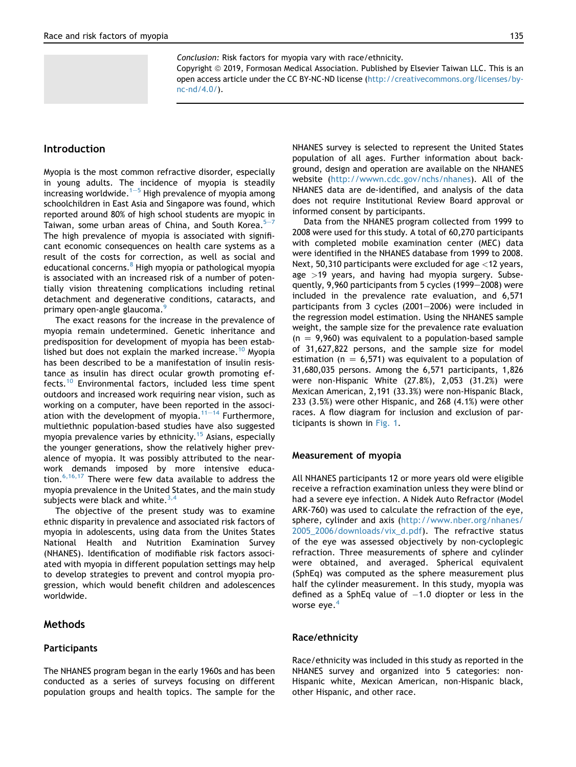*Conclusion:* Risk factors for myopia vary with race/ethnicity.
Copyright © 2019, Formosan Medical Association. Published by Elsevier Taiwan LLC. This is an open access article under the CC BY-NC-ND license (http://creativecommons.org/licenses/by-nc-nd/4.0/).

## Introduction

Myopia is the most common refractive disorder, especially in young adults. The incidence of myopia is steadily increasing worldwide.[1–5] High prevalence of myopia among schoolchildren in East Asia and Singapore was found, which reported around 80% of high school students are myopic in Taiwan, some urban areas of China, and South Korea.[5–7] The high prevalence of myopia is associated with significant economic consequences on health care systems as a result of the costs for correction, as well as social and educational concerns.[8] High myopia or pathological myopia is associated with an increased risk of a number of potentially vision threatening complications including retinal detachment and degenerative conditions, cataracts, and primary open-angle glaucoma.[9]

The exact reasons for the increase in the prevalence of myopia remain undetermined. Genetic inheritance and predisposition for development of myopia has been established but does not explain the marked increase.[10] Myopia has been described to be a manifestation of insulin resistance as insulin has direct ocular growth promoting effects.[10] Environmental factors, included less time spent outdoors and increased work requiring near vision, such as working on a computer, have been reported in the association with the development of myopia.[11–14] Furthermore, multiethnic population-based studies have also suggested myopia prevalence varies by ethnicity.[15] Asians, especially the younger generations, show the relatively higher prevalence of myopia. It was possibly attributed to the near-work demands imposed by more intensive education.[6,16,17] There were few data available to address the myopia prevalence in the United States, and the main study subjects were black and white.[3,4]

The objective of the present study was to examine ethnic disparity in prevalence and associated risk factors of myopia in adolescents, using data from the Unites States National Health and Nutrition Examination Survey (NHANES). Identification of modifiable risk factors associated with myopia in different population settings may help to develop strategies to prevent and control myopia progression, which would benefit children and adolescences worldwide.

## Methods

### Participants

The NHANES program began in the early 1960s and has been conducted as a series of surveys focusing on different population groups and health topics. The sample for the NHANES survey is selected to represent the United States population of all ages. Further information about background, design and operation are available on the NHANES website (http://wwwn.cdc.gov/nchs/nhanes). All of the NHANES data are de-identified, and analysis of the data does not require Institutional Review Board approval or informed consent by participants.

Data from the NHANES program collected from 1999 to 2008 were used for this study. A total of 60,270 participants with completed mobile examination center (MEC) data were identified in the NHANES database from 1999 to 2008. Next, 50,310 participants were excluded for age <12 years, age >19 years, and having had myopia surgery. Subsequently, 9,960 participants from 5 cycles (1999–2008) were included in the prevalence rate evaluation, and 6,571 participants from 3 cycles (2001–2006) were included in the regression model estimation. Using the NHANES sample weight, the sample size for the prevalence rate evaluation (n = 9,960) was equivalent to a population-based sample of 31,627,822 persons, and the sample size for model estimation (n = 6,571) was equivalent to a population of 31,680,035 persons. Among the 6,571 participants, 1,826 were non-Hispanic White (27.8%), 2,053 (31.2%) were Mexican American, 2,191 (33.3%) were non-Hispanic Black, 233 (3.5%) were other Hispanic, and 268 (4.1%) were other races. A flow diagram for inclusion and exclusion of participants is shown in Fig. 1.

### Measurement of myopia

All NHANES participants 12 or more years old were eligible receive a refraction examination unless they were blind or had a severe eye infection. A Nidek Auto Refractor (Model ARK-760) was used to calculate the refraction of the eye, sphere, cylinder and axis (http://www.nber.org/nhanes/2005_2006/downloads/vix_d.pdf). The refractive status of the eye was assessed objectively by non-cycloplegic refraction. Three measurements of sphere and cylinder were obtained, and averaged. Spherical equivalent (SphEq) was computed as the sphere measurement plus half the cylinder measurement. In this study, myopia was defined as a SphEq value of −1.0 diopter or less in the worse eye.[4]

### Race/ethnicity

Race/ethnicity was included in this study as reported in the NHANES survey and organized into 5 categories: non-Hispanic white, Mexican American, non-Hispanic black, other Hispanic, and other race.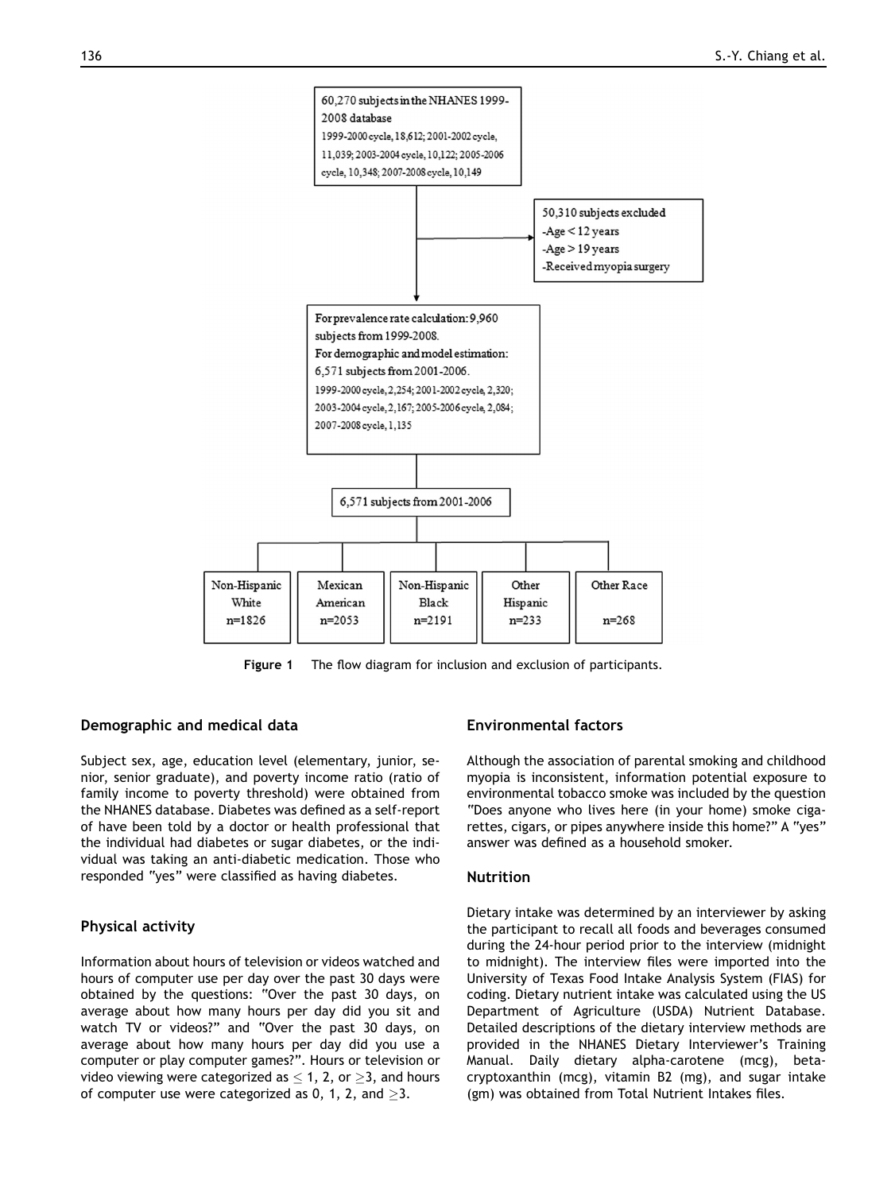60,270 subjects in the NHANES 1999-2008 database
1999-2000 cycle, 18,612; 2001-2002 cycle, 11,039; 2003-2004 cycle, 10,122; 2005-2006 cycle, 10,348; 2007-2008 cycle, 10,149

50,310 subjects excluded
- Age < 12 years
- Age > 19 years
- Received myopia surgery

For prevalence rate calculation: 9,960 subjects from 1999-2008.
For demographic and model estimation: 6,571 subjects from 2001-2006.
1999-2000 cycle, 2,254; 2001-2002 cycle, 2,320; 2003-2004 cycle, 2,167; 2005-2006 cycle, 2,084; 2007-2008 cycle, 1,135

6,571 subjects from 2001-2006

| Non-Hispanic White | Mexican American | Non-Hispanic Black | Other Hispanic | Other Race |
| --- | --- | --- | --- | --- |
| n=1826 | n=2053 | n=2191 | n=233 | n=268 |

**Figure 1** The flow diagram for inclusion and exclusion of participants.

### Demographic and medical data

Subject sex, age, education level (elementary, junior, senior, senior graduate), and poverty income ratio (ratio of family income to poverty threshold) were obtained from the NHANES database. Diabetes was defined as a self-report of have been told by a doctor or health professional that the individual had diabetes or sugar diabetes, or the individual was taking an anti-diabetic medication. Those who responded "yes" were classified as having diabetes.

### Physical activity

Information about hours of television or videos watched and hours of computer use per day over the past 30 days were obtained by the questions: "Over the past 30 days, on average about how many hours per day did you sit and watch TV or videos?" and "Over the past 30 days, on average about how many hours per day did you use a computer or play computer games?". Hours or television or video viewing were categorized as $\leq$ 1, 2, or $\geq$3, and hours of computer use were categorized as 0, 1, 2, and $\geq$3.

### Environmental factors

Although the association of parental smoking and childhood myopia is inconsistent, information potential exposure to environmental tobacco smoke was included by the question "Does anyone who lives here (in your home) smoke cigarettes, cigars, or pipes anywhere inside this home?" A "yes" answer was defined as a household smoker.

### Nutrition

Dietary intake was determined by an interviewer by asking the participant to recall all foods and beverages consumed during the 24-hour period prior to the interview (midnight to midnight). The interview files were imported into the University of Texas Food Intake Analysis System (FIAS) for coding. Dietary nutrient intake was calculated using the US Department of Agriculture (USDA) Nutrient Database. Detailed descriptions of the dietary interview methods are provided in the NHANES Dietary Interviewer's Training Manual. Daily dietary alpha-carotene (mcg), beta-cryptoxanthin (mcg), vitamin B2 (mg), and sugar intake (gm) was obtained from Total Nutrient Intakes files.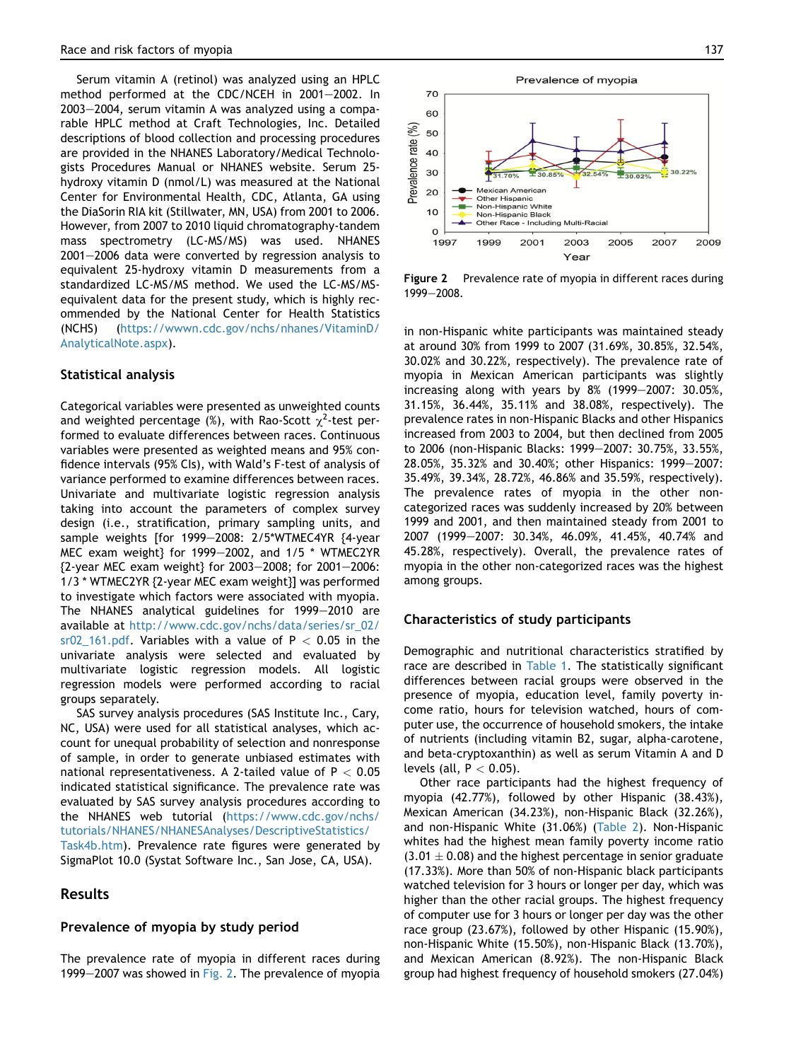Serum vitamin A (retinol) was analyzed using an HPLC method performed at the CDC/NCEH in 2001–2002. In 2003–2004, serum vitamin A was analyzed using a comparable HPLC method at Craft Technologies, Inc. Detailed descriptions of blood collection and processing procedures are provided in the NHANES Laboratory/Medical Technologists Procedures Manual or NHANES website. Serum 25-hydroxy vitamin D (nmol/L) was measured at the National Center for Environmental Health, CDC, Atlanta, GA using the DiaSorin RIA kit (Stillwater, MN, USA) from 2001 to 2006. However, from 2007 to 2010 liquid chromatography-tandem mass spectrometry (LC-MS/MS) was used. NHANES 2001–2006 data were converted by regression analysis to equivalent 25-hydroxy vitamin D measurements from a standardized LC-MS/MS method. We used the LC-MS/MS-equivalent data for the present study, which is highly recommended by the National Center for Health Statistics (NCHS) (https://wwwn.cdc.gov/nchs/nhanes/VitaminD/AnalyticalNote.aspx).

## Statistical analysis

Categorical variables were presented as unweighted counts and weighted percentage (%), with Rao-Scott $\chi^2$-test performed to evaluate differences between races. Continuous variables were presented as weighted means and 95% confidence intervals (95% CIs), with Wald's F-test of analysis of variance performed to examine differences between races. Univariate and multivariate logistic regression analysis taking into account the parameters of complex survey design (i.e., stratification, primary sampling units, and sample weights [for 1999–2008: 2/5*WTMEC4YR {4-year MEC exam weight} for 1999–2002, and 1/5 * WTMEC2YR {2-year MEC exam weight} for 2003–2008; for 2001–2006: 1/3 * WTMEC2YR {2-year MEC exam weight}] was performed to investigate which factors were associated with myopia. The NHANES analytical guidelines for 1999–2010 are available at http://www.cdc.gov/nchs/data/series/sr_02/sr02_161.pdf. Variables with a value of $P < 0.05$ in the univariate analysis were selected and evaluated by multivariate logistic regression models. All logistic regression models were performed according to racial groups separately.

SAS survey analysis procedures (SAS Institute Inc., Cary, NC, USA) were used for all statistical analyses, which account for unequal probability of selection and nonresponse of sample, in order to generate unbiased estimates with national representativeness. A 2-tailed value of $P < 0.05$ indicated statistical significance. The prevalence rate was evaluated by SAS survey analysis procedures according to the NHANES web tutorial (https://www.cdc.gov/nchs/tutorials/NHANES/NHANESAnalyses/DescriptiveStatistics/Task4b.htm). Prevalence rate figures were generated by SigmaPlot 10.0 (Systat Software Inc., San Jose, CA, USA).

## Results

### Prevalence of myopia by study period

The prevalence rate of myopia in different races during 1999–2007 was showed in Fig. 2. The prevalence of myopia in non-Hispanic white participants was maintained steady at around 30% from 1999 to 2007 (31.69%, 30.85%, 32.54%, 30.02% and 30.22%, respectively). The prevalence rate of myopia in Mexican American participants was slightly increasing along with years by 8% (1999–2007: 30.05%, 31.15%, 36.44%, 35.11% and 38.08%, respectively). The prevalence rates in non-Hispanic Blacks and other Hispanics increased from 2003 to 2004, but then declined from 2005 to 2006 (non-Hispanic Blacks: 1999–2007: 30.75%, 33.55%, 28.05%, 35.32% and 30.40%; other Hispanics: 1999–2007: 35.49%, 39.34%, 28.72%, 46.86% and 35.59%, respectively). The prevalence rates of myopia in the other non-categorized races was suddenly increased by 20% between 1999 and 2001, and then maintained steady from 2001 to 2007 (1999–2007: 30.34%, 46.09%, 41.45%, 40.74% and 45.28%, respectively). Overall, the prevalence rates of myopia in the other non-categorized races was the highest among groups.

Figure 2 Prevalence rate of myopia in different races during 1999–2008.

### Characteristics of study participants

Demographic and nutritional characteristics stratified by race are described in Table 1. The statistically significant differences between racial groups were observed in the presence of myopia, education level, family poverty income ratio, hours for television watched, hours of computer use, the occurrence of household smokers, the intake of nutrients (including vitamin B2, sugar, alpha-carotene, and beta-cryptoxanthin) as well as serum Vitamin A and D levels (all, $P < 0.05$).

Other race participants had the highest frequency of myopia (42.77%), followed by other Hispanic (38.43%), Mexican American (34.23%), non-Hispanic Black (32.26%), and non-Hispanic White (31.06%) (Table 2). Non-Hispanic whites had the highest mean family poverty income ratio ($3.01 \pm 0.08$) and the highest percentage in senior graduate (17.33%). More than 50% of non-Hispanic black participants watched television for 3 hours or longer per day, which was higher than the other racial groups. The highest frequency of computer use for 3 hours or longer per day was the other race group (23.67%), followed by other Hispanic (15.90%), non-Hispanic White (15.50%), non-Hispanic Black (13.70%), and Mexican American (8.92%). The non-Hispanic Black group had highest frequency of household smokers (27.04%)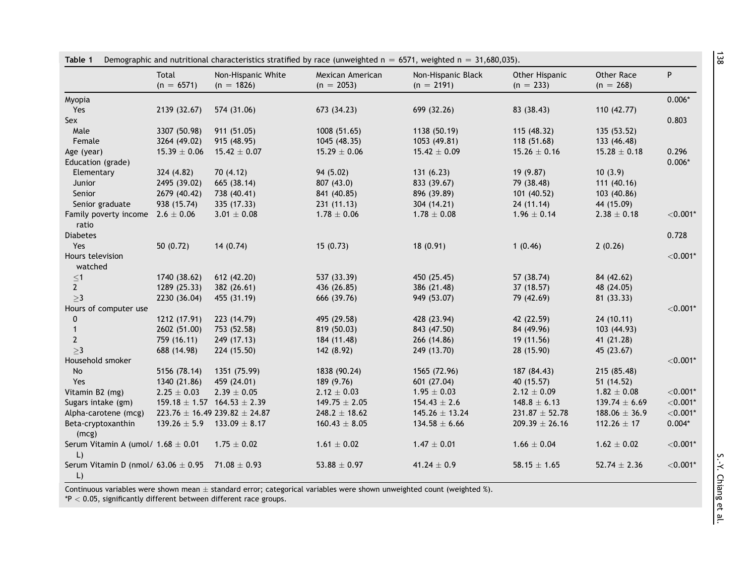**Table 1** Demographic and nutritional characteristics stratified by race (unweighted n = 6571, weighted n = 31,680,035).

| | Total (n = 6571) | Non-Hispanic White (n = 1826) | Mexican American (n = 2053) | Non-Hispanic Black (n = 2191) | Other Hispanic (n = 233) | Other Race (n = 268) | P |
|---|---|---|---|---|---|---|---|
| Myopia | | | | | | | 0.006* |
| Yes | 2139 (32.67) | 574 (31.06) | 673 (34.23) | 699 (32.26) | 83 (38.43) | 110 (42.77) | |
| Sex | | | | | | | 0.803 |
| Male | 3307 (50.98) | 911 (51.05) | 1008 (51.65) | 1138 (50.19) | 115 (48.32) | 135 (53.52) | |
| Female | 3264 (49.02) | 915 (48.95) | 1045 (48.35) | 1053 (49.81) | 118 (51.68) | 133 (46.48) | |
| Age (year) | 15.39 ± 0.06 | 15.42 ± 0.07 | 15.29 ± 0.06 | 15.42 ± 0.09 | 15.26 ± 0.16 | 15.28 ± 0.18 | 0.296 |
| Education (grade) | | | | | | | 0.006* |
| Elementary | 324 (4.82) | 70 (4.12) | 94 (5.02) | 131 (6.23) | 19 (9.87) | 10 (3.9) | |
| Junior | 2495 (39.02) | 665 (38.14) | 807 (43.0) | 833 (39.67) | 79 (38.48) | 111 (40.16) | |
| Senior | 2679 (40.42) | 738 (40.41) | 841 (40.85) | 896 (39.89) | 101 (40.52) | 103 (40.86) | |
| Senior graduate | 938 (15.74) | 335 (17.33) | 231 (11.13) | 304 (14.21) | 24 (11.14) | 44 (15.09) | |
| Family poverty income ratio | 2.6 ± 0.06 | 3.01 ± 0.08 | 1.78 ± 0.06 | 1.78 ± 0.08 | 1.96 ± 0.14 | 2.38 ± 0.18 | <0.001* |
| Diabetes | | | | | | | 0.728 |
| Yes | 50 (0.72) | 14 (0.74) | 15 (0.73) | 18 (0.91) | 1 (0.46) | 2 (0.26) | |
| Hours television watched | | | | | | | <0.001* |
| ≤1 | 1740 (38.62) | 612 (42.20) | 537 (33.39) | 450 (25.45) | 57 (38.74) | 84 (42.62) | |
| 2 | 1289 (25.33) | 382 (26.61) | 436 (26.85) | 386 (21.48) | 37 (18.57) | 48 (24.05) | |
| ≥3 | 2230 (36.04) | 455 (31.19) | 666 (39.76) | 949 (53.07) | 79 (42.69) | 81 (33.33) | |
| Hours of computer use | | | | | | | <0.001* |
| 0 | 1212 (17.91) | 223 (14.79) | 495 (29.58) | 428 (23.94) | 42 (22.59) | 24 (10.11) | |
| 1 | 2602 (51.00) | 753 (52.58) | 819 (50.03) | 843 (47.50) | 84 (49.96) | 103 (44.93) | |
| 2 | 759 (16.11) | 249 (17.13) | 184 (11.48) | 266 (14.86) | 19 (11.56) | 41 (21.28) | |
| ≥3 | 688 (14.98) | 224 (15.50) | 142 (8.92) | 249 (13.70) | 28 (15.90) | 45 (23.67) | |
| Household smoker | | | | | | | <0.001* |
| No | 5156 (78.14) | 1351 (75.99) | 1838 (90.24) | 1565 (72.96) | 187 (84.43) | 215 (85.48) | |
| Yes | 1340 (21.86) | 459 (24.01) | 189 (9.76) | 601 (27.04) | 40 (15.57) | 51 (14.52) | |
| Vitamin B2 (mg) | 2.25 ± 0.03 | 2.39 ± 0.05 | 2.12 ± 0.03 | 1.95 ± 0.03 | 2.12 ± 0.09 | 1.82 ± 0.08 | <0.001* |
| Sugars intake (gm) | 159.18 ± 1.57 | 164.53 ± 2.39 | 149.75 ± 2.05 | 154.43 ± 2.6 | 148.8 ± 6.13 | 139.74 ± 6.69 | <0.001* |
| Alpha-carotene (mcg) | 223.76 ± 16.49 | 239.82 ± 24.87 | 248.2 ± 18.62 | 145.26 ± 13.24 | 231.87 ± 52.78 | 188.06 ± 36.9 | <0.001* |
| Beta-cryptoxanthin (mcg) | 139.26 ± 5.9 | 133.09 ± 8.17 | 160.43 ± 8.05 | 134.58 ± 6.66 | 209.39 ± 26.16 | 112.26 ± 17 | 0.004* |
| Serum Vitamin A (umol/L) | 1.68 ± 0.01 | 1.75 ± 0.02 | 1.61 ± 0.02 | 1.47 ± 0.01 | 1.66 ± 0.04 | 1.62 ± 0.02 | <0.001* |
| Serum Vitamin D (nmol/L) | 63.06 ± 0.95 | 71.08 ± 0.93 | 53.88 ± 0.97 | 41.24 ± 0.9 | 58.15 ± 1.65 | 52.74 ± 2.36 | <0.001* |

Continuous variables were shown mean ± standard error; categorical variables were shown unweighted count (weighted %).
*P < 0.05, significantly different between different race groups.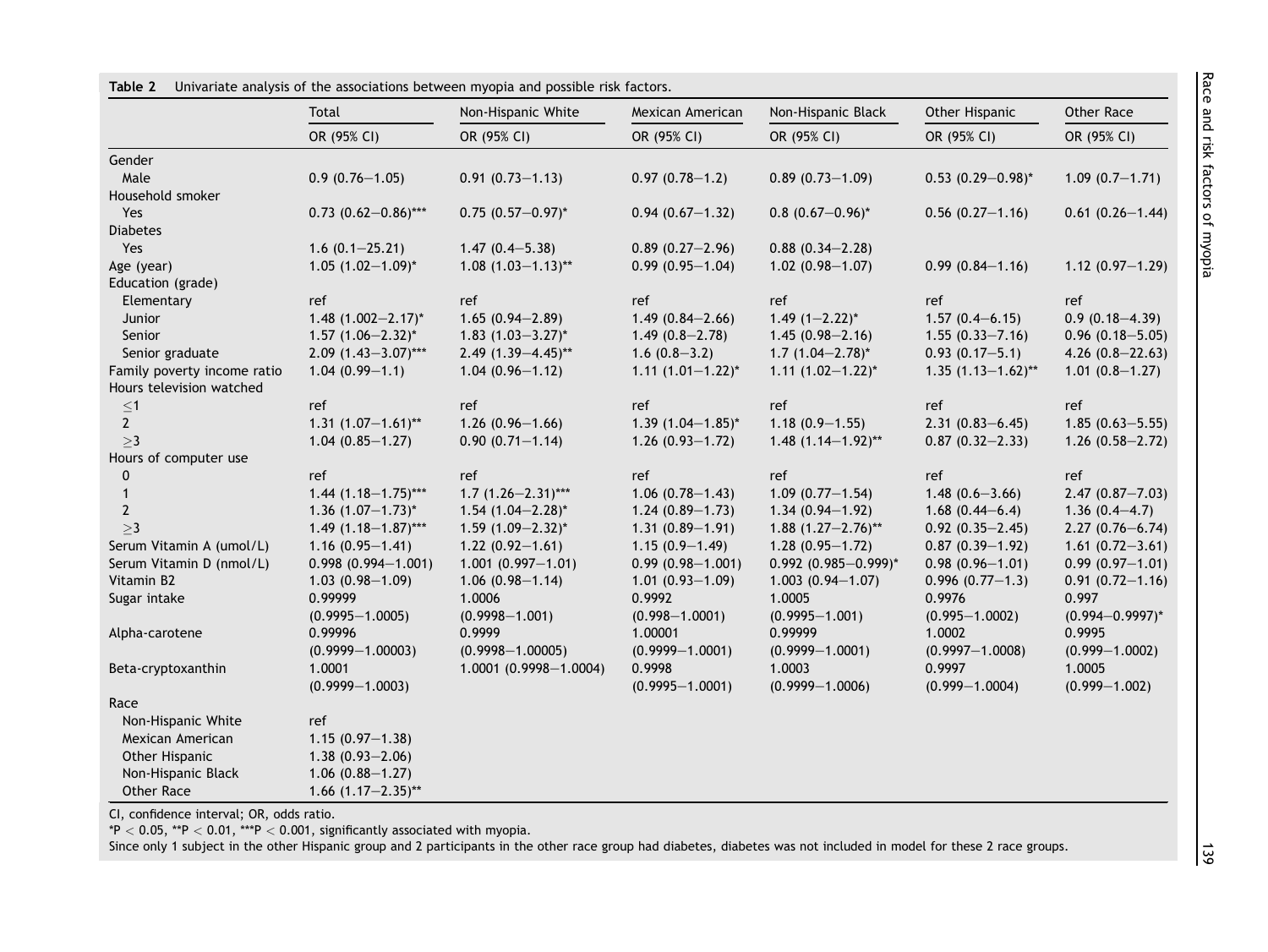**Table 2** Univariate analysis of the associations between myopia and possible risk factors.

| | Total | Non-Hispanic White | Mexican American | Non-Hispanic Black | Other Hispanic | Other Race |
|---|---|---|---|---|---|---|
| | OR (95% CI) | OR (95% CI) | OR (95% CI) | OR (95% CI) | OR (95% CI) | OR (95% CI) |
| Gender | | | | | | |
| Male | 0.9 (0.76−1.05) | 0.91 (0.73−1.13) | 0.97 (0.78−1.2) | 0.89 (0.73−1.09) | 0.53 (0.29−0.98)* | 1.09 (0.7−1.71) |
| Household smoker | | | | | | |
| Yes | 0.73 (0.62−0.86)*** | 0.75 (0.57−0.97)* | 0.94 (0.67−1.32) | 0.8 (0.67−0.96)* | 0.56 (0.27−1.16) | 0.61 (0.26−1.44) |
| Diabetes | | | | | | |
| Yes | 1.6 (0.1−25.21) | 1.47 (0.4−5.38) | 0.89 (0.27−2.96) | 0.88 (0.34−2.28) | | |
| Age (year) | 1.05 (1.02−1.09)* | 1.08 (1.03−1.13)** | 0.99 (0.95−1.04) | 1.02 (0.98−1.07) | 0.99 (0.84−1.16) | 1.12 (0.97−1.29) |
| Education (grade) | | | | | | |
| Elementary | ref | ref | ref | ref | ref | ref |
| Junior | 1.48 (1.002−2.17)* | 1.65 (0.94−2.89) | 1.49 (0.84−2.66) | 1.49 (1−2.22)* | 1.57 (0.4−6.15) | 0.9 (0.18−4.39) |
| Senior | 1.57 (1.06−2.32)* | 1.83 (1.03−3.27)* | 1.49 (0.8−2.78) | 1.45 (0.98−2.16) | 1.55 (0.33−7.16) | 0.96 (0.18−5.05) |
| Senior graduate | 2.09 (1.43−3.07)*** | 2.49 (1.39−4.45)** | 1.6 (0.8−3.2) | 1.7 (1.04−2.78)* | 0.93 (0.17−5.1) | 4.26 (0.8−22.63) |
| Family poverty income ratio | 1.04 (0.99−1.1) | 1.04 (0.96−1.12) | 1.11 (1.01−1.22)* | 1.11 (1.02−1.22)* | 1.35 (1.13−1.62)** | 1.01 (0.8−1.27) |
| Hours television watched | | | | | | |
| ≤1 | ref | ref | ref | ref | ref | ref |
| 2 | 1.31 (1.07−1.61)** | 1.26 (0.96−1.66) | 1.39 (1.04−1.85)* | 1.18 (0.9−1.55) | 2.31 (0.83−6.45) | 1.85 (0.63−5.55) |
| ≥3 | 1.04 (0.85−1.27) | 0.90 (0.71−1.14) | 1.26 (0.93−1.72) | 1.48 (1.14−1.92)** | 0.87 (0.32−2.33) | 1.26 (0.58−2.72) |
| Hours of computer use | | | | | | |
| 0 | ref | ref | ref | ref | ref | ref |
| 1 | 1.44 (1.18−1.75)*** | 1.7 (1.26−2.31)*** | 1.06 (0.78−1.43) | 1.09 (0.77−1.54) | 1.48 (0.6−3.66) | 2.47 (0.87−7.03) |
| 2 | 1.36 (1.07−1.73)* | 1.54 (1.04−2.28)* | 1.24 (0.89−1.73) | 1.34 (0.94−1.92) | 1.68 (0.44−6.4) | 1.36 (0.4−4.7) |
| ≥3 | 1.49 (1.18−1.87)*** | 1.59 (1.09−2.32)* | 1.31 (0.89−1.91) | 1.88 (1.27−2.76)** | 0.92 (0.35−2.45) | 2.27 (0.76−6.74) |
| Serum Vitamin A (umol/L) | 1.16 (0.95−1.41) | 1.22 (0.92−1.61) | 1.15 (0.9−1.49) | 1.28 (0.95−1.72) | 0.87 (0.39−1.92) | 1.61 (0.72−3.61) |
| Serum Vitamin D (nmol/L) | 0.998 (0.994−1.001) | 1.001 (0.997−1.01) | 0.99 (0.98−1.001) | 0.992 (0.985−0.999)* | 0.98 (0.96−1.01) | 0.99 (0.97−1.01) |
| Vitamin B2 | 1.03 (0.98−1.09) | 1.06 (0.98−1.14) | 1.01 (0.93−1.09) | 1.003 (0.94−1.07) | 0.996 (0.77−1.3) | 0.91 (0.72−1.16) |
| Sugar intake | 0.99999 (0.9995−1.0005) | 1.0006 (0.9998−1.001) | 0.9992 (0.998−1.0001) | 1.0005 (0.9995−1.001) | 0.9976 (0.995−1.0002) | 0.997 (0.994−0.9997)* |
| Alpha-carotene | 0.99996 (0.9999−1.00003) | 0.9999 (0.9998−1.00005) | 1.00001 (0.9999−1.0001) | 0.99999 (0.9999−1.0001) | 1.0002 (0.9997−1.0008) | 0.9995 (0.999−1.0002) |
| Beta-cryptoxanthin | 1.0001 (0.9999−1.0003) | 1.0001 (0.9998−1.0004) | 0.9998 (0.9995−1.0001) | 1.0003 (0.9999−1.0006) | 0.9997 (0.999−1.0004) | 1.0005 (0.999−1.002) |
| Race | | | | | | |
| Non-Hispanic White | ref | | | | | |
| Mexican American | 1.15 (0.97−1.38) | | | | | |
| Other Hispanic | 1.38 (0.93−2.06) | | | | | |
| Non-Hispanic Black | 1.06 (0.88−1.27) | | | | | |
| Other Race | 1.66 (1.17−2.35)** | | | | | |

CI, confidence interval; OR, odds ratio.

*$P < 0.05$, **$P < 0.01$, ***$P < 0.001$, significantly associated with myopia.

Since only 1 subject in the other Hispanic group and 2 participants in the other race group had diabetes, diabetes was not included in model for these 2 race groups.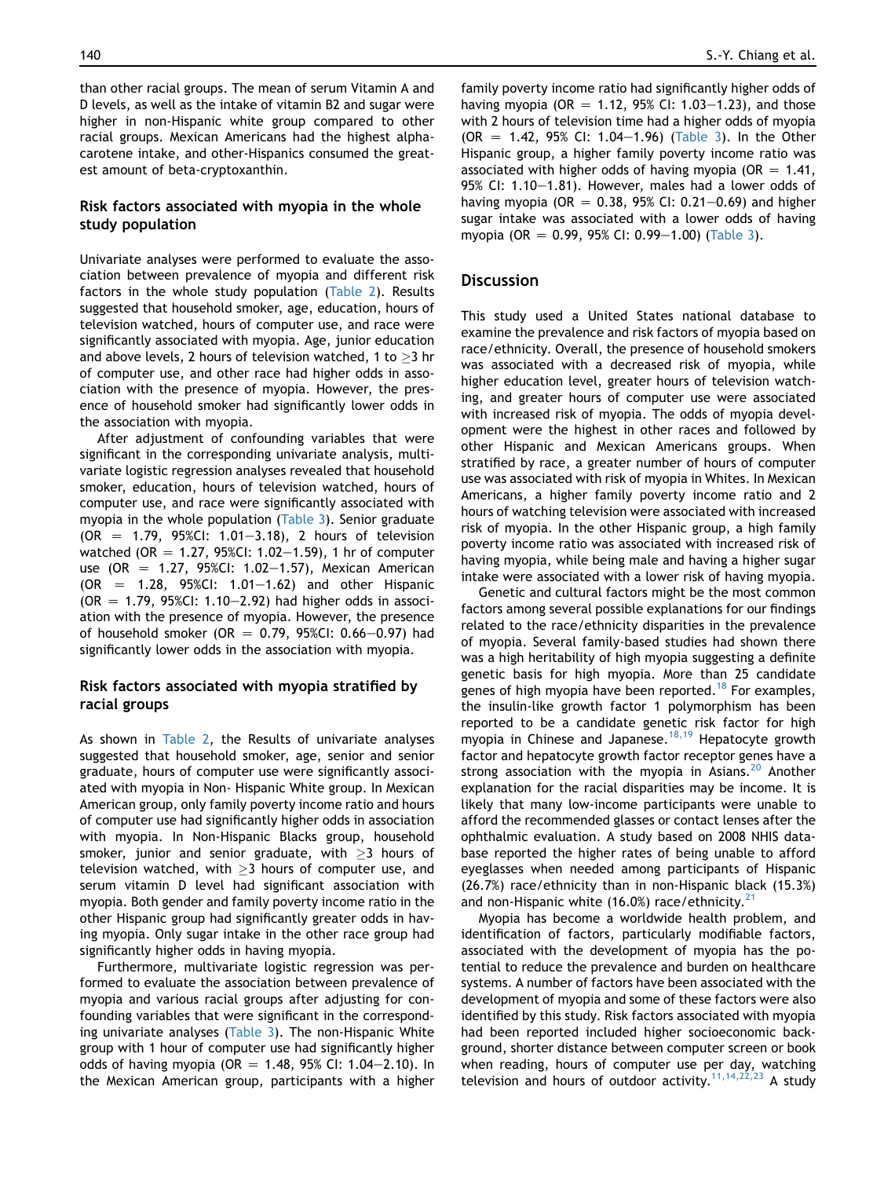than other racial groups. The mean of serum Vitamin A and D levels, as well as the intake of vitamin B2 and sugar were higher in non-Hispanic white group compared to other racial groups. Mexican Americans had the highest alpha-carotene intake, and other-Hispanics consumed the greatest amount of beta-cryptoxanthin.

### Risk factors associated with myopia in the whole study population

Univariate analyses were performed to evaluate the association between prevalence of myopia and different risk factors in the whole study population (Table 2). Results suggested that household smoker, age, education, hours of television watched, hours of computer use, and race were significantly associated with myopia. Age, junior education and above levels, 2 hours of television watched, 1 to ≥3 hr of computer use, and other race had higher odds in association with the presence of myopia. However, the presence of household smoker had significantly lower odds in the association with myopia.

After adjustment of confounding variables that were significant in the corresponding univariate analysis, multivariate logistic regression analyses revealed that household smoker, education, hours of television watched, hours of computer use, and race were significantly associated with myopia in the whole population (Table 3). Senior graduate (OR = 1.79, 95%CI: 1.01–3.18), 2 hours of television watched (OR = 1.27, 95%CI: 1.02–1.59), 1 hr of computer use (OR = 1.27, 95%CI: 1.02–1.57), Mexican American (OR = 1.28, 95%CI: 1.01–1.62) and other Hispanic (OR = 1.79, 95%CI: 1.10–2.92) had higher odds in association with the presence of myopia. However, the presence of household smoker (OR = 0.79, 95%CI: 0.66–0.97) had significantly lower odds in the association with myopia.

### Risk factors associated with myopia stratified by racial groups

As shown in Table 2, the Results of univariate analyses suggested that household smoker, age, senior and senior graduate, hours of computer use were significantly associated with myopia in Non- Hispanic White group. In Mexican American group, only family poverty income ratio and hours of computer use had significantly higher odds in association with myopia. In Non-Hispanic Blacks group, household smoker, junior and senior graduate, with ≥3 hours of television watched, with ≥3 hours of computer use, and serum vitamin D level had significant association with myopia. Both gender and family poverty income ratio in the other Hispanic group had significantly greater odds in having myopia. Only sugar intake in the other race group had significantly higher odds in having myopia.

Furthermore, multivariate logistic regression was performed to evaluate the association between prevalence of myopia and various racial groups after adjusting for confounding variables that were significant in the corresponding univariate analyses (Table 3). The non-Hispanic White group with 1 hour of computer use had significantly higher odds of having myopia (OR = 1.48, 95% CI: 1.04–2.10). In the Mexican American group, participants with a higher family poverty income ratio had significantly higher odds of having myopia (OR = 1.12, 95% CI: 1.03–1.23), and those with 2 hours of television time had a higher odds of myopia (OR = 1.42, 95% CI: 1.04–1.96) (Table 3). In the Other Hispanic group, a higher family poverty income ratio was associated with higher odds of having myopia (OR = 1.41, 95% CI: 1.10–1.81). However, males had a lower odds of having myopia (OR = 0.38, 95% CI: 0.21–0.69) and higher sugar intake was associated with a lower odds of having myopia (OR = 0.99, 95% CI: 0.99–1.00) (Table 3).

## Discussion

This study used a United States national database to examine the prevalence and risk factors of myopia based on race/ethnicity. Overall, the presence of household smokers was associated with a decreased risk of myopia, while higher education level, greater hours of television watching, and greater hours of computer use were associated with increased risk of myopia. The odds of myopia development were the highest in other races and followed by other Hispanic and Mexican Americans groups. When stratified by race, a greater number of hours of computer use was associated with risk of myopia in Whites. In Mexican Americans, a higher family poverty income ratio and 2 hours of watching television were associated with increased risk of myopia. In the other Hispanic group, a high family poverty income ratio was associated with increased risk of having myopia, while being male and having a higher sugar intake were associated with a lower risk of having myopia.

Genetic and cultural factors might be the most common factors among several possible explanations for our findings related to the race/ethnicity disparities in the prevalence of myopia. Several family-based studies had shown there was a high heritability of high myopia suggesting a definite genetic basis for high myopia. More than 25 candidate genes of high myopia have been reported.[18] For examples, the insulin-like growth factor 1 polymorphism has been reported to be a candidate genetic risk factor for high myopia in Chinese and Japanese.[18,19] Hepatocyte growth factor and hepatocyte growth factor receptor genes have a strong association with the myopia in Asians.[20] Another explanation for the racial disparities may be income. It is likely that many low-income participants were unable to afford the recommended glasses or contact lenses after the ophthalmic evaluation. A study based on 2008 NHIS database reported the higher rates of being unable to afford eyeglasses when needed among participants of Hispanic (26.7%) race/ethnicity than in non-Hispanic black (15.3%) and non-Hispanic white (16.0%) race/ethnicity.[21]

Myopia has become a worldwide health problem, and identification of factors, particularly modifiable factors, associated with the development of myopia has the potential to reduce the prevalence and burden on healthcare systems. A number of factors have been associated with the development of myopia and some of these factors were also identified by this study. Risk factors associated with myopia had been reported included higher socioeconomic background, shorter distance between computer screen or book when reading, hours of computer use per day, watching television and hours of outdoor activity.[11,14,22,23] A study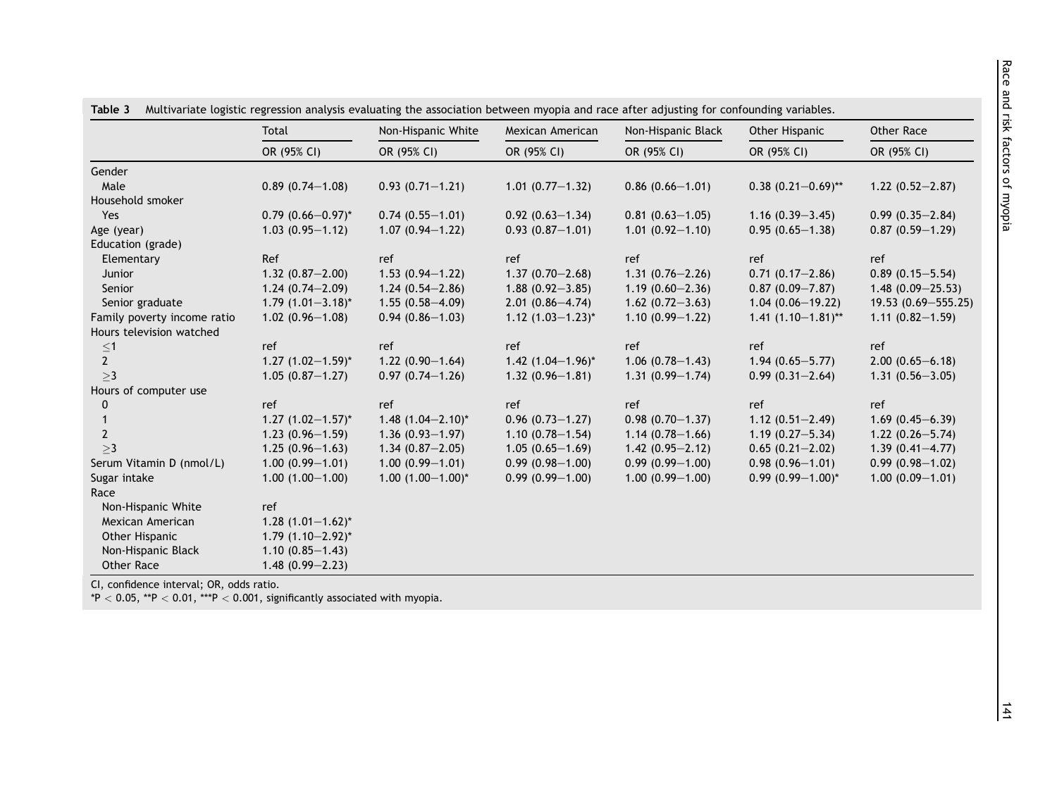**Table 3** Multivariate logistic regression analysis evaluating the association between myopia and race after adjusting for confounding variables.

| | Total | Non-Hispanic White | Mexican American | Non-Hispanic Black | Other Hispanic | Other Race |
|---|---|---|---|---|---|---|
| | OR (95% CI) | OR (95% CI) | OR (95% CI) | OR (95% CI) | OR (95% CI) | OR (95% CI) |
| Gender | | | | | | |
| Male | 0.89 (0.74−1.08) | 0.93 (0.71−1.21) | 1.01 (0.77−1.32) | 0.86 (0.66−1.01) | 0.38 (0.21−0.69)** | 1.22 (0.52−2.87) |
| Household smoker | | | | | | |
| Yes | 0.79 (0.66−0.97)* | 0.74 (0.55−1.01) | 0.92 (0.63−1.34) | 0.81 (0.63−1.05) | 1.16 (0.39−3.45) | 0.99 (0.35−2.84) |
| Age (year) | 1.03 (0.95−1.12) | 1.07 (0.94−1.22) | 0.93 (0.87−1.01) | 1.01 (0.92−1.10) | 0.95 (0.65−1.38) | 0.87 (0.59−1.29) |
| Education (grade) | | | | | | |
| Elementary | Ref | ref | ref | ref | ref | ref |
| Junior | 1.32 (0.87−2.00) | 1.53 (0.94−1.22) | 1.37 (0.70−2.68) | 1.31 (0.76−2.26) | 0.71 (0.17−2.86) | 0.89 (0.15−5.54) |
| Senior | 1.24 (0.74−2.09) | 1.24 (0.54−2.86) | 1.88 (0.92−3.85) | 1.19 (0.60−2.36) | 0.87 (0.09−7.87) | 1.48 (0.09−25.53) |
| Senior graduate | 1.79 (1.01−3.18)* | 1.55 (0.58−4.09) | 2.01 (0.86−4.74) | 1.62 (0.72−3.63) | 1.04 (0.06−19.22) | 19.53 (0.69−555.25) |
| Family poverty income ratio | 1.02 (0.96−1.08) | 0.94 (0.86−1.03) | 1.12 (1.03−1.23)* | 1.10 (0.99−1.22) | 1.41 (1.10−1.81)** | 1.11 (0.82−1.59) |
| Hours television watched | | | | | | |
| ≤1 | ref | ref | ref | ref | ref | ref |
| 2 | 1.27 (1.02−1.59)* | 1.22 (0.90−1.64) | 1.42 (1.04−1.96)* | 1.06 (0.78−1.43) | 1.94 (0.65−5.77) | 2.00 (0.65−6.18) |
| ≥3 | 1.05 (0.87−1.27) | 0.97 (0.74−1.26) | 1.32 (0.96−1.81) | 1.31 (0.99−1.74) | 0.99 (0.31−2.64) | 1.31 (0.56−3.05) |
| Hours of computer use | | | | | | |
| 0 | ref | ref | ref | ref | ref | ref |
| 1 | 1.27 (1.02−1.57)* | 1.48 (1.04−2.10)* | 0.96 (0.73−1.27) | 0.98 (0.70−1.37) | 1.12 (0.51−2.49) | 1.69 (0.45−6.39) |
| 2 | 1.23 (0.96−1.59) | 1.36 (0.93−1.97) | 1.10 (0.78−1.54) | 1.14 (0.78−1.66) | 1.19 (0.27−5.34) | 1.22 (0.26−5.74) |
| ≥3 | 1.25 (0.96−1.63) | 1.34 (0.87−2.05) | 1.05 (0.65−1.69) | 1.42 (0.95−2.12) | 0.65 (0.21−2.02) | 1.39 (0.41−4.77) |
| Serum Vitamin D (nmol/L) | 1.00 (0.99−1.01) | 1.00 (0.99−1.01) | 0.99 (0.98−1.00) | 0.99 (0.99−1.00) | 0.98 (0.96−1.01) | 0.99 (0.98−1.02) |
| Sugar intake | 1.00 (1.00−1.00) | 1.00 (1.00−1.00)* | 0.99 (0.99−1.00) | 1.00 (0.99−1.00) | 0.99 (0.99−1.00)* | 1.00 (0.09−1.01) |
| Race | | | | | | |
| Non-Hispanic White | ref | | | | | |
| Mexican American | 1.28 (1.01−1.62)* | | | | | |
| Other Hispanic | 1.79 (1.10−2.92)* | | | | | |
| Non-Hispanic Black | 1.10 (0.85−1.43) | | | | | |
| Other Race | 1.48 (0.99−2.23) | | | | | |

CI, confidence interval; OR, odds ratio.
*$P < 0.05$, **$P < 0.01$, ***$P < 0.001$, significantly associated with myopia.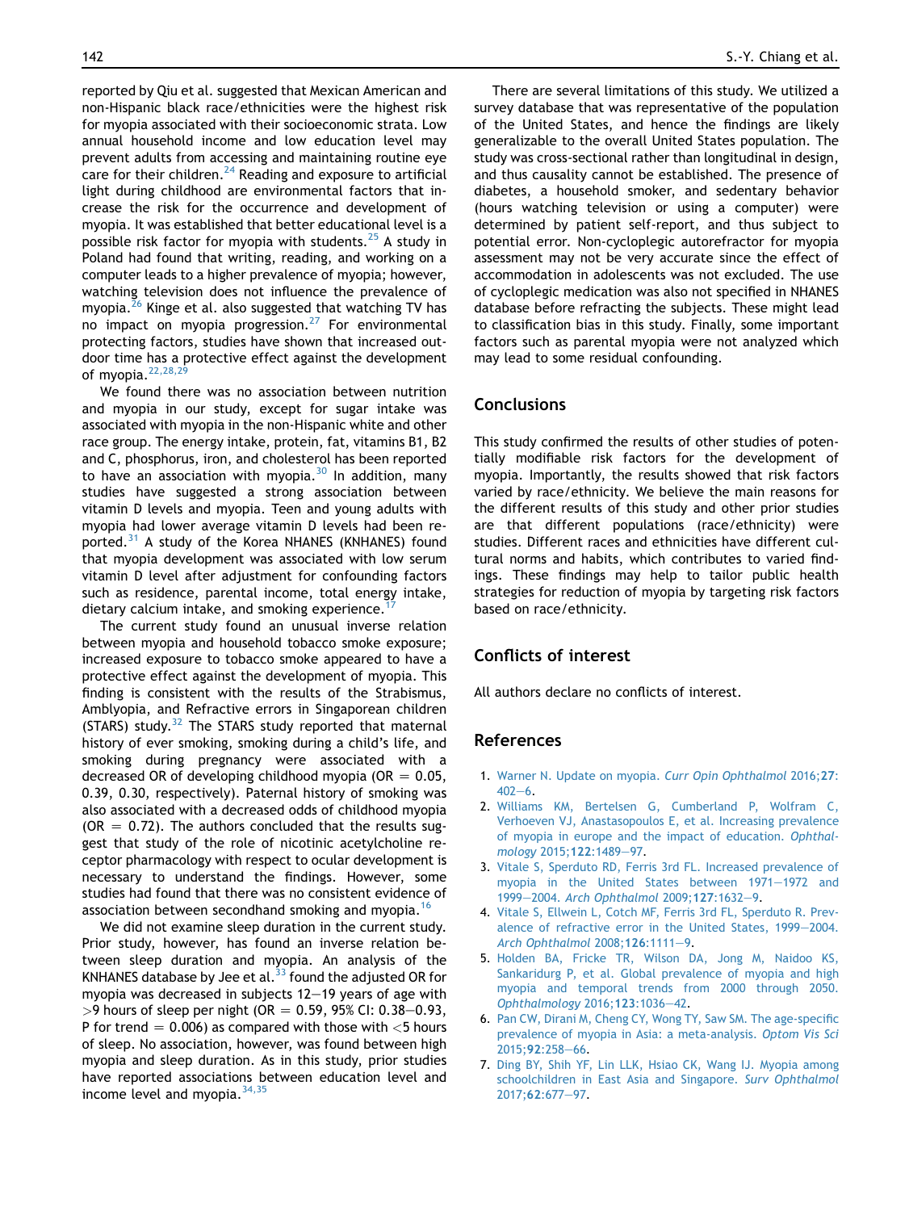reported by Qiu et al. suggested that Mexican American and non-Hispanic black race/ethnicities were the highest risk for myopia associated with their socioeconomic strata. Low annual household income and low education level may prevent adults from accessing and maintaining routine eye care for their children.[24] Reading and exposure to artificial light during childhood are environmental factors that increase the risk for the occurrence and development of myopia. It was established that better educational level is a possible risk factor for myopia with students.[25] A study in Poland had found that writing, reading, and working on a computer leads to a higher prevalence of myopia; however, watching television does not influence the prevalence of myopia.[26] Kinge et al. also suggested that watching TV has no impact on myopia progression.[27] For environmental protecting factors, studies have shown that increased outdoor time has a protective effect against the development of myopia.[22,28,29]

We found there was no association between nutrition and myopia in our study, except for sugar intake was associated with myopia in the non-Hispanic white and other race group. The energy intake, protein, fat, vitamins B1, B2 and C, phosphorus, iron, and cholesterol has been reported to have an association with myopia.[30] In addition, many studies have suggested a strong association between vitamin D levels and myopia. Teen and young adults with myopia had lower average vitamin D levels had been reported.[31] A study of the Korea NHANES (KNHANES) found that myopia development was associated with low serum vitamin D level after adjustment for confounding factors such as residence, parental income, total energy intake, dietary calcium intake, and smoking experience.[17]

The current study found an unusual inverse relation between myopia and household tobacco smoke exposure; increased exposure to tobacco smoke appeared to have a protective effect against the development of myopia. This finding is consistent with the results of the Strabismus, Amblyopia, and Refractive errors in Singaporean children (STARS) study.[32] The STARS study reported that maternal history of ever smoking, smoking during a child's life, and smoking during pregnancy were associated with a decreased OR of developing childhood myopia (OR = 0.05, 0.39, 0.30, respectively). Paternal history of smoking was also associated with a decreased odds of childhood myopia (OR = 0.72). The authors concluded that the results suggest that study of the role of nicotinic acetylcholine receptor pharmacology with respect to ocular development is necessary to understand the findings. However, some studies had found that there was no consistent evidence of association between secondhand smoking and myopia.[16]

We did not examine sleep duration in the current study. Prior study, however, has found an inverse relation between sleep duration and myopia. An analysis of the KNHANES database by Jee et al.[33] found the adjusted OR for myopia was decreased in subjects 12–19 years of age with >9 hours of sleep per night (OR = 0.59, 95% CI: 0.38–0.93, P for trend = 0.006) as compared with those with <5 hours of sleep. No association, however, was found between high myopia and sleep duration. As in this study, prior studies have reported associations between education level and income level and myopia.[34,35]

There are several limitations of this study. We utilized a survey database that was representative of the population of the United States, and hence the findings are likely generalizable to the overall United States population. The study was cross-sectional rather than longitudinal in design, and thus causality cannot be established. The presence of diabetes, a household smoker, and sedentary behavior (hours watching television or using a computer) were determined by patient self-report, and thus subject to potential error. Non-cycloplegic autorefractor for myopia assessment may not be very accurate since the effect of accommodation in adolescents was not excluded. The use of cycloplegic medication was also not specified in NHANES database before refracting the subjects. These might lead to classification bias in this study. Finally, some important factors such as parental myopia were not analyzed which may lead to some residual confounding.

## Conclusions

This study confirmed the results of other studies of potentially modifiable risk factors for the development of myopia. Importantly, the results showed that risk factors varied by race/ethnicity. We believe the main reasons for the different results of this study and other prior studies are that different populations (race/ethnicity) were studies. Different races and ethnicities have different cultural norms and habits, which contributes to varied findings. These findings may help to tailor public health strategies for reduction of myopia by targeting risk factors based on race/ethnicity.

## Conflicts of interest

All authors declare no conflicts of interest.

## References

1. Warner N. Update on myopia. *Curr Opin Ophthalmol* 2016;**27**:402–6.
2. Williams KM, Bertelsen G, Cumberland P, Wolfram C, Verhoeven VJ, Anastasopoulos E, et al. Increasing prevalence of myopia in europe and the impact of education. *Ophthalmology* 2015;**122**:1489–97.
3. Vitale S, Sperduto RD, Ferris 3rd FL. Increased prevalence of myopia in the United States between 1971–1972 and 1999–2004. *Arch Ophthalmol* 2009;**127**:1632–9.
4. Vitale S, Ellwein L, Cotch MF, Ferris 3rd FL, Sperduto R. Prevalence of refractive error in the United States, 1999–2004. *Arch Ophthalmol* 2008;**126**:1111–9.
5. Holden BA, Fricke TR, Wilson DA, Jong M, Naidoo KS, Sankaridurg P, et al. Global prevalence of myopia and high myopia and temporal trends from 2000 through 2050. *Ophthalmology* 2016;**123**:1036–42.
6. Pan CW, Dirani M, Cheng CY, Wong TY, Saw SM. The age-specific prevalence of myopia in Asia: a meta-analysis. *Optom Vis Sci* 2015;**92**:258–66.
7. Ding BY, Shih YF, Lin LLK, Hsiao CK, Wang IJ. Myopia among schoolchildren in East Asia and Singapore. *Surv Ophthalmol* 2017;**62**:677–97.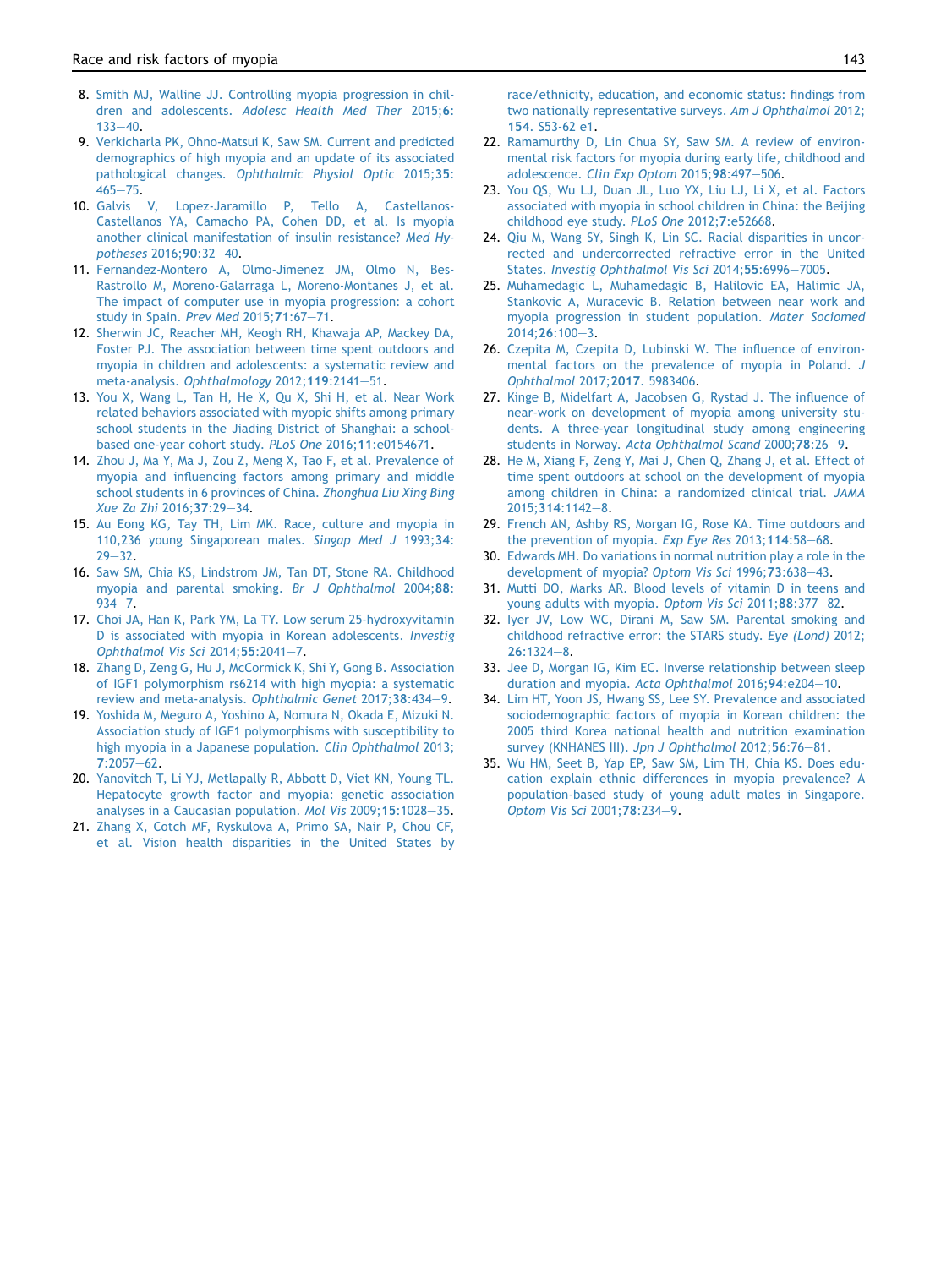8. Smith MJ, Walline JJ. Controlling myopia progression in children and adolescents. *Adolesc Health Med Ther* 2015;**6**:133—40.
9. Verkicharla PK, Ohno-Matsui K, Saw SM. Current and predicted demographics of high myopia and an update of its associated pathological changes. *Ophthalmic Physiol Optic* 2015;**35**:465—75.
10. Galvis V, Lopez-Jaramillo P, Tello A, Castellanos-Castellanos YA, Camacho PA, Cohen DD, et al. Is myopia another clinical manifestation of insulin resistance? *Med Hypotheses* 2016;**90**:32—40.
11. Fernandez-Montero A, Olmo-Jimenez JM, Olmo N, Bes-Rastrollo M, Moreno-Galarraga L, Moreno-Montanes J, et al. The impact of computer use in myopia progression: a cohort study in Spain. *Prev Med* 2015;**71**:67—71.
12. Sherwin JC, Reacher MH, Keogh RH, Khawaja AP, Mackey DA, Foster PJ. The association between time spent outdoors and myopia in children and adolescents: a systematic review and meta-analysis. *Ophthalmology* 2012;**119**:2141—51.
13. You X, Wang L, Tan H, He X, Qu X, Shi H, et al. Near Work related behaviors associated with myopic shifts among primary school students in the Jiading District of Shanghai: a school-based one-year cohort study. *PLoS One* 2016;**11**:e0154671.
14. Zhou J, Ma Y, Ma J, Zou Z, Meng X, Tao F, et al. Prevalence of myopia and influencing factors among primary and middle school students in 6 provinces of China. *Zhonghua Liu Xing Bing Xue Za Zhi* 2016;**37**:29—34.
15. Au Eong KG, Tay TH, Lim MK. Race, culture and myopia in 110,236 young Singaporean males. *Singap Med J* 1993;**34**:29—32.
16. Saw SM, Chia KS, Lindstrom JM, Tan DT, Stone RA. Childhood myopia and parental smoking. *Br J Ophthalmol* 2004;**88**:934—7.
17. Choi JA, Han K, Park YM, La TY. Low serum 25-hydroxyvitamin D is associated with myopia in Korean adolescents. *Investig Ophthalmol Vis Sci* 2014;**55**:2041—7.
18. Zhang D, Zeng G, Hu J, McCormick K, Shi Y, Gong B. Association of IGF1 polymorphism rs6214 with high myopia: a systematic review and meta-analysis. *Ophthalmic Genet* 2017;**38**:434—9.
19. Yoshida M, Meguro A, Yoshino A, Nomura N, Okada E, Mizuki N. Association study of IGF1 polymorphisms with susceptibility to high myopia in a Japanese population. *Clin Ophthalmol* 2013;**7**:2057—62.
20. Yanovitch T, Li YJ, Metlapally R, Abbott D, Viet KN, Young TL. Hepatocyte growth factor and myopia: genetic association analyses in a Caucasian population. *Mol Vis* 2009;**15**:1028—35.
21. Zhang X, Cotch MF, Ryskulova A, Primo SA, Nair P, Chou CF, et al. Vision health disparities in the United States by race/ethnicity, education, and economic status: findings from two nationally representative surveys. *Am J Ophthalmol* 2012;**154**. S53-62 e1.
22. Ramamurthy D, Lin Chua SY, Saw SM. A review of environmental risk factors for myopia during early life, childhood and adolescence. *Clin Exp Optom* 2015;**98**:497—506.
23. You QS, Wu LJ, Duan JL, Luo YX, Liu LJ, Li X, et al. Factors associated with myopia in school children in China: the Beijing childhood eye study. *PLoS One* 2012;**7**:e52668.
24. Qiu M, Wang SY, Singh K, Lin SC. Racial disparities in uncorrected and undercorrected refractive error in the United States. *Investig Ophthalmol Vis Sci* 2014;**55**:6996—7005.
25. Muhamedagic L, Muhamedagic B, Halilovic EA, Halimic JA, Stankovic A, Muracevic B. Relation between near work and myopia progression in student population. *Mater Sociomed* 2014;**26**:100—3.
26. Czepita M, Czepita D, Lubinski W. The influence of environmental factors on the prevalence of myopia in Poland. *J Ophthalmol* 2017;**2017**. 5983406.
27. Kinge B, Midelfart A, Jacobsen G, Rystad J. The influence of near-work on development of myopia among university students. A three-year longitudinal study among engineering students in Norway. *Acta Ophthalmol Scand* 2000;**78**:26—9.
28. He M, Xiang F, Zeng Y, Mai J, Chen Q, Zhang J, et al. Effect of time spent outdoors at school on the development of myopia among children in China: a randomized clinical trial. *JAMA* 2015;**314**:1142—8.
29. French AN, Ashby RS, Morgan IG, Rose KA. Time outdoors and the prevention of myopia. *Exp Eye Res* 2013;**114**:58—68.
30. Edwards MH. Do variations in normal nutrition play a role in the development of myopia? *Optom Vis Sci* 1996;**73**:638—43.
31. Mutti DO, Marks AR. Blood levels of vitamin D in teens and young adults with myopia. *Optom Vis Sci* 2011;**88**:377—82.
32. Iyer JV, Low WC, Dirani M, Saw SM. Parental smoking and childhood refractive error: the STARS study. *Eye (Lond)* 2012;**26**:1324—8.
33. Jee D, Morgan IG, Kim EC. Inverse relationship between sleep duration and myopia. *Acta Ophthalmol* 2016;**94**:e204—10.
34. Lim HT, Yoon JS, Hwang SS, Lee SY. Prevalence and associated sociodemographic factors of myopia in Korean children: the 2005 third Korea national health and nutrition examination survey (KNHANES III). *Jpn J Ophthalmol* 2012;**56**:76—81.
35. Wu HM, Seet B, Yap EP, Saw SM, Lim TH, Chia KS. Does education explain ethnic differences in myopia prevalence? A population-based study of young adult males in Singapore. *Optom Vis Sci* 2001;**78**:234—9.